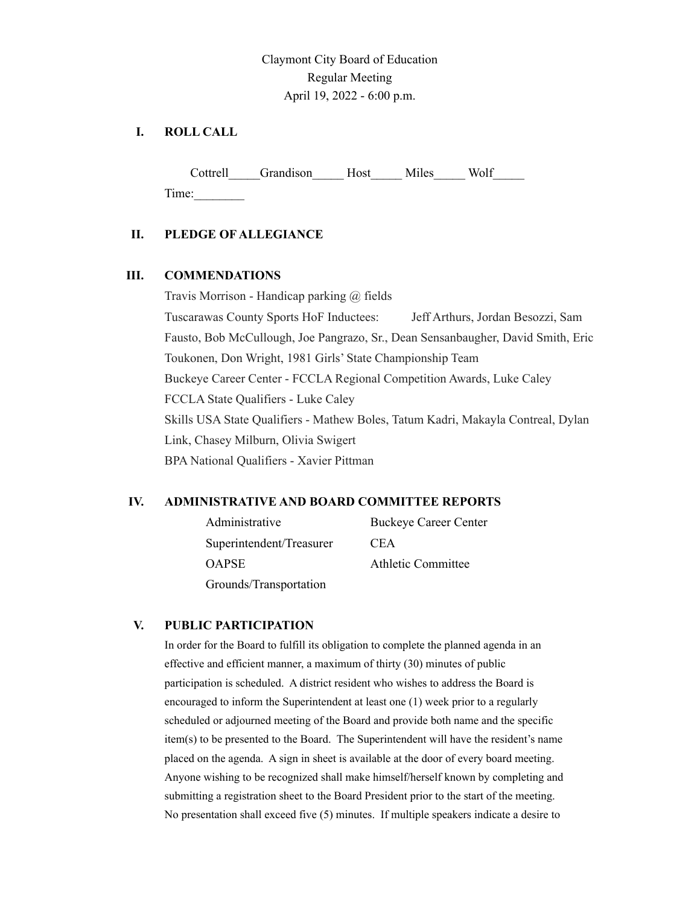Claymont City Board of Education
Regular Meeting
April 19, 2022 - 6:00 p.m.

## I. ROLL CALL

Cottrell_____Grandison_____ Host_____ Miles_____ Wolf_____
Time:________

## II. PLEDGE OF ALLEGIANCE

## III. COMMENDATIONS

Travis Morrison - Handicap parking @ fields
Tuscarawas County Sports HoF Inductees: Jeff Arthurs, Jordan Besozzi, Sam Fausto, Bob McCullough, Joe Pangrazo, Sr., Dean Sensanbaugher, David Smith, Eric Toukonen, Don Wright, 1981 Girls' State Championship Team
Buckeye Career Center - FCCLA Regional Competition Awards, Luke Caley
FCCLA State Qualifiers - Luke Caley
Skills USA State Qualifiers - Mathew Boles, Tatum Kadri, Makayla Contreal, Dylan Link, Chasey Milburn, Olivia Swigert
BPA National Qualifiers - Xavier Pittman

## IV. ADMINISTRATIVE AND BOARD COMMITTEE REPORTS

| | |
|---|---|
| Administrative | Buckeye Career Center |
| Superintendent/Treasurer | CEA |
| OAPSE | Athletic Committee |
| Grounds/Transportation | |

## V. PUBLIC PARTICIPATION

In order for the Board to fulfill its obligation to complete the planned agenda in an effective and efficient manner, a maximum of thirty (30) minutes of public participation is scheduled. A district resident who wishes to address the Board is encouraged to inform the Superintendent at least one (1) week prior to a regularly scheduled or adjourned meeting of the Board and provide both name and the specific item(s) to be presented to the Board. The Superintendent will have the resident's name placed on the agenda. A sign in sheet is available at the door of every board meeting. Anyone wishing to be recognized shall make himself/herself known by completing and submitting a registration sheet to the Board President prior to the start of the meeting. No presentation shall exceed five (5) minutes. If multiple speakers indicate a desire to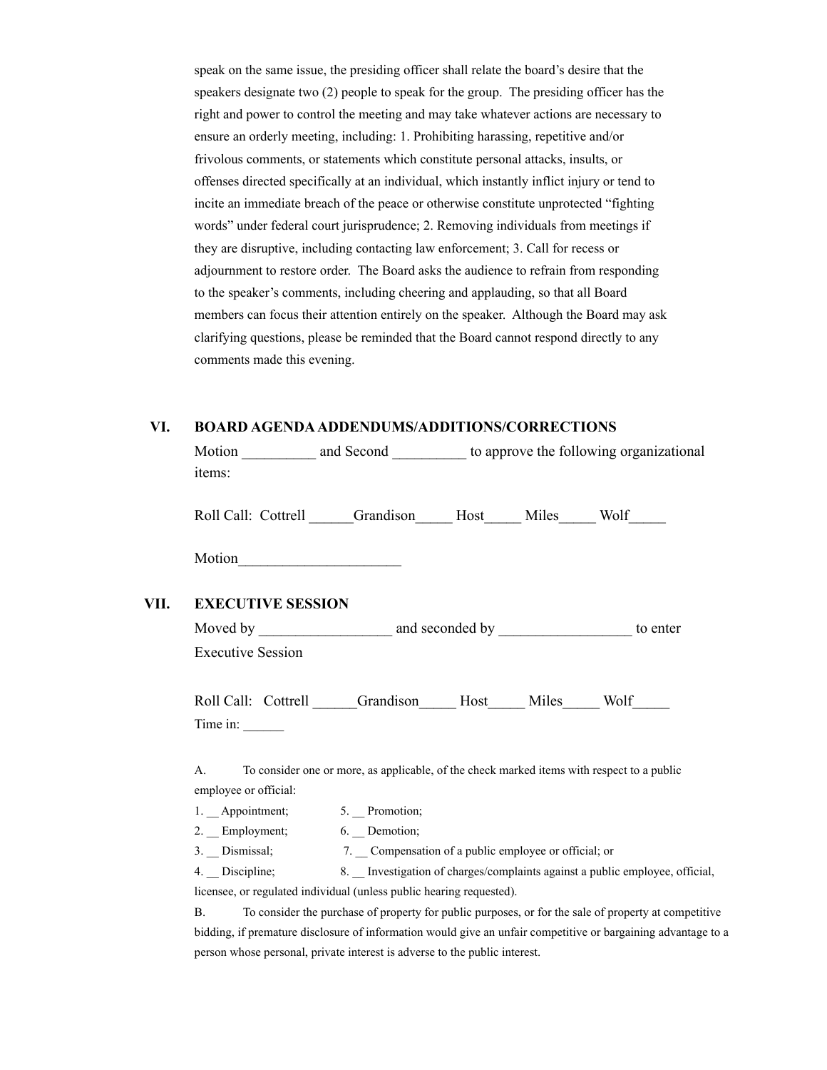speak on the same issue, the presiding officer shall relate the board's desire that the speakers designate two (2) people to speak for the group. The presiding officer has the right and power to control the meeting and may take whatever actions are necessary to ensure an orderly meeting, including: 1. Prohibiting harassing, repetitive and/or frivolous comments, or statements which constitute personal attacks, insults, or offenses directed specifically at an individual, which instantly inflict injury or tend to incite an immediate breach of the peace or otherwise constitute unprotected "fighting words" under federal court jurisprudence; 2. Removing individuals from meetings if they are disruptive, including contacting law enforcement; 3. Call for recess or adjournment to restore order. The Board asks the audience to refrain from responding to the speaker's comments, including cheering and applauding, so that all Board members can focus their attention entirely on the speaker. Although the Board may ask clarifying questions, please be reminded that the Board cannot respond directly to any comments made this evening.

## VI. BOARD AGENDA ADDENDUMS/ADDITIONS/CORRECTIONS

Motion __________ and Second __________ to approve the following organizational items:

Roll Call: Cottrell ______Grandison_____ Host_____ Miles_____ Wolf_____

Motion______________________

## VII. EXECUTIVE SESSION

Moved by __________________ and seconded by __________________ to enter Executive Session

Roll Call: Cottrell ______Grandison_____ Host_____ Miles_____ Wolf_____

Time in: ______

A. To consider one or more, as applicable, of the check marked items with respect to a public employee or official:

1. __ Appointment;
2. __ Employment;
3. __ Dismissal;
4. __ Discipline;
5. __ Promotion;
6. __ Demotion;
7. __ Compensation of a public employee or official; or
8. __ Investigation of charges/complaints against a public employee, official, licensee, or regulated individual (unless public hearing requested).

B. To consider the purchase of property for public purposes, or for the sale of property at competitive bidding, if premature disclosure of information would give an unfair competitive or bargaining advantage to a person whose personal, private interest is adverse to the public interest.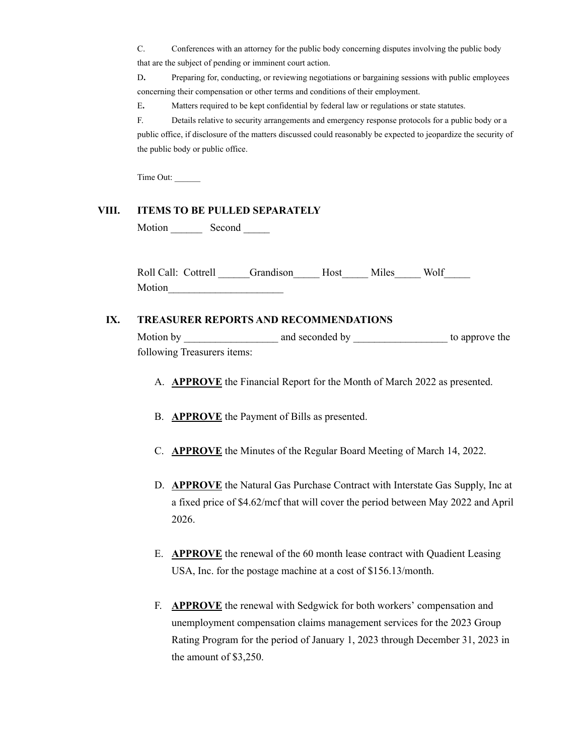C. Conferences with an attorney for the public body concerning disputes involving the public body that are the subject of pending or imminent court action.

D**.** Preparing for, conducting, or reviewing negotiations or bargaining sessions with public employees concerning their compensation or other terms and conditions of their employment.

E**.** Matters required to be kept confidential by federal law or regulations or state statutes.

F. Details relative to security arrangements and emergency response protocols for a public body or a public office, if disclosure of the matters discussed could reasonably be expected to jeopardize the security of the public body or public office.

Time Out: ______

## VIII. ITEMS TO BE PULLED SEPARATELY

Motion ______ Second _____

Roll Call: Cottrell ______Grandison_____ Host_____ Miles_____ Wolf_____
Motion______________________

## IX. TREASURER REPORTS AND RECOMMENDATIONS

Motion by __________________ and seconded by __________________ to approve the following Treasurers items:

A. **APPROVE** the Financial Report for the Month of March 2022 as presented.

B. **APPROVE** the Payment of Bills as presented.

C. **APPROVE** the Minutes of the Regular Board Meeting of March 14, 2022.

D. **APPROVE** the Natural Gas Purchase Contract with Interstate Gas Supply, Inc at a fixed price of $4.62/mcf that will cover the period between May 2022 and April 2026.

E. **APPROVE** the renewal of the 60 month lease contract with Quadient Leasing USA, Inc. for the postage machine at a cost of $156.13/month.

F. **APPROVE** the renewal with Sedgwick for both workers' compensation and unemployment compensation claims management services for the 2023 Group Rating Program for the period of January 1, 2023 through December 31, 2023 in the amount of $3,250.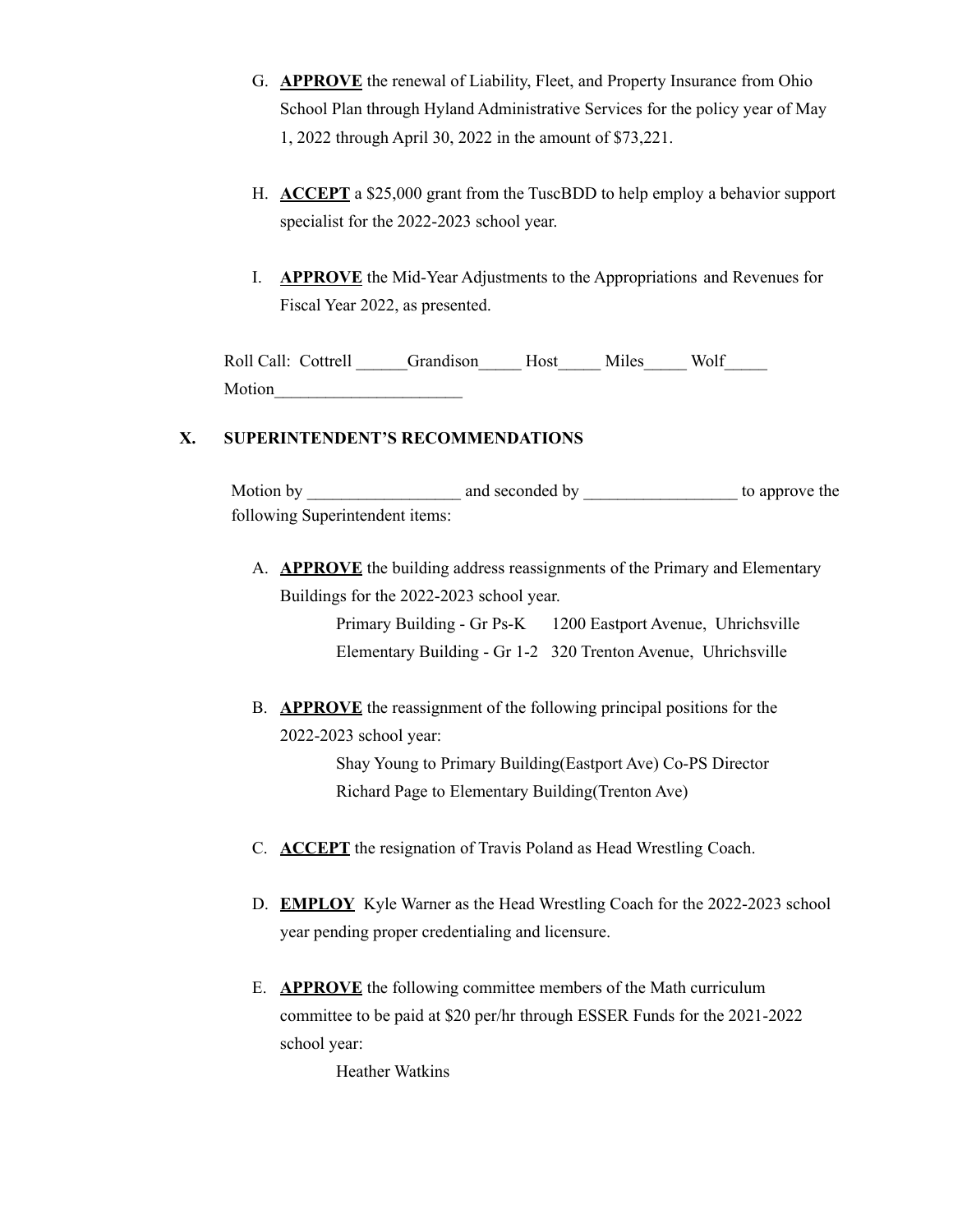G. **APPROVE** the renewal of Liability, Fleet, and Property Insurance from Ohio School Plan through Hyland Administrative Services for the policy year of May 1, 2022 through April 30, 2022 in the amount of $73,221.

H. **ACCEPT** a $25,000 grant from the TuscBDD to help employ a behavior support specialist for the 2022-2023 school year.

I. **APPROVE** the Mid-Year Adjustments to the Appropriations and Revenues for Fiscal Year 2022, as presented.

Roll Call: Cottrell ______Grandison_____ Host_____ Miles_____ Wolf_____
Motion______________________

## X. SUPERINTENDENT'S RECOMMENDATIONS

Motion by __________________ and seconded by __________________ to approve the following Superintendent items:

A. **APPROVE** the building address reassignments of the Primary and Elementary Buildings for the 2022-2023 school year.

    Primary Building - Gr Ps-K 1200 Eastport Avenue, Uhrichsville
    Elementary Building - Gr 1-2 320 Trenton Avenue, Uhrichsville

B. **APPROVE** the reassignment of the following principal positions for the 2022-2023 school year:

    Shay Young to Primary Building(Eastport Ave) Co-PS Director
    Richard Page to Elementary Building(Trenton Ave)

C. **ACCEPT** the resignation of Travis Poland as Head Wrestling Coach.

D. **EMPLOY** Kyle Warner as the Head Wrestling Coach for the 2022-2023 school year pending proper credentialing and licensure.

E. **APPROVE** the following committee members of the Math curriculum committee to be paid at $20 per/hr through ESSER Funds for the 2021-2022 school year:

    Heather Watkins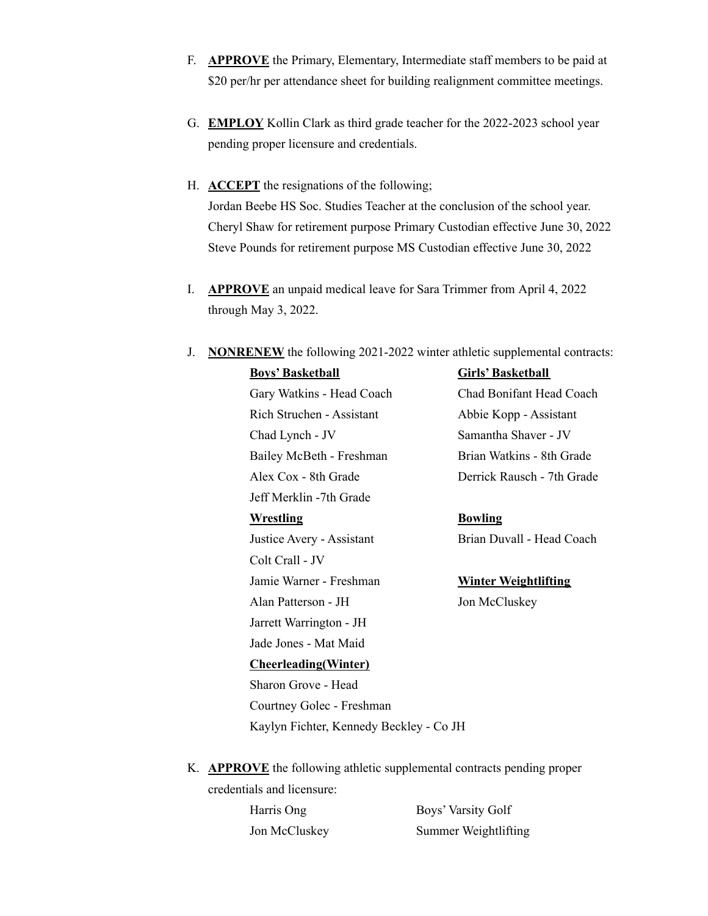F. **APPROVE** the Primary, Elementary, Intermediate staff members to be paid at $20 per/hr per attendance sheet for building realignment committee meetings.

G. **EMPLOY** Kollin Clark as third grade teacher for the 2022-2023 school year pending proper licensure and credentials.

H. **ACCEPT** the resignations of the following;
Jordan Beebe HS Soc. Studies Teacher at the conclusion of the school year.
Cheryl Shaw for retirement purpose Primary Custodian effective June 30, 2022
Steve Pounds for retirement purpose MS Custodian effective June 30, 2022

I. **APPROVE** an unpaid medical leave for Sara Trimmer from April 4, 2022 through May 3, 2022.

J. **NONRENEW** the following 2021-2022 winter athletic supplemental contracts:

**Boys' Basketball**
Gary Watkins - Head Coach
Rich Struchen - Assistant
Chad Lynch - JV
Bailey McBeth - Freshman
Alex Cox - 8th Grade
Jeff Merklin -7th Grade

**Girls' Basketball**
Chad Bonifant Head Coach
Abbie Kopp - Assistant
Samantha Shaver - JV
Brian Watkins - 8th Grade
Derrick Rausch - 7th Grade

**Wrestling**
Justice Avery - Assistant
Colt Crall - JV
Jamie Warner - Freshman
Alan Patterson - JH
Jarrett Warrington - JH
Jade Jones - Mat Maid

**Bowling**
Brian Duvall - Head Coach

**Winter Weightlifting**
Jon McCluskey

**Cheerleading(Winter)**
Sharon Grove - Head
Courtney Golec - Freshman
Kaylyn Fichter, Kennedy Beckley - Co JH

K. **APPROVE** the following athletic supplemental contracts pending proper credentials and licensure:

Harris Ong — Boys' Varsity Golf
Jon McCluskey — Summer Weightlifting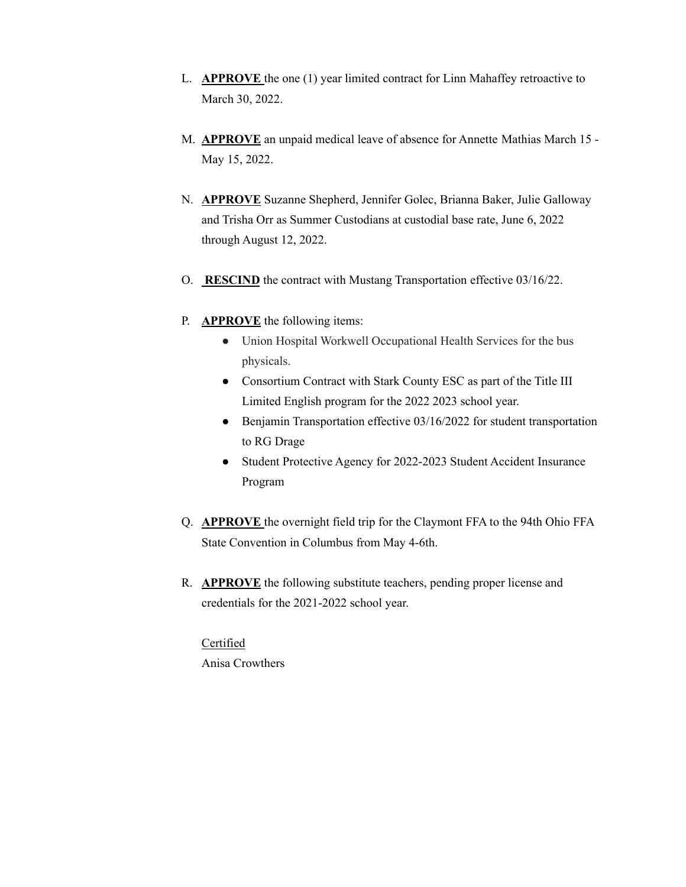L. **APPROVE** the one (1) year limited contract for Linn Mahaffey retroactive to March 30, 2022.

M. **APPROVE** an unpaid medical leave of absence for Annette Mathias March 15 - May 15, 2022.

N. **APPROVE** Suzanne Shepherd, Jennifer Golec, Brianna Baker, Julie Galloway and Trisha Orr as Summer Custodians at custodial base rate, June 6, 2022 through August 12, 2022.

O. **RESCIND** the contract with Mustang Transportation effective 03/16/22.

P. **APPROVE** the following items:
   - Union Hospital Workwell Occupational Health Services for the bus physicals.
   - Consortium Contract with Stark County ESC as part of the Title III Limited English program for the 2022 2023 school year.
   - Benjamin Transportation effective 03/16/2022 for student transportation to RG Drage
   - Student Protective Agency for 2022-2023 Student Accident Insurance Program

Q. **APPROVE** the overnight field trip for the Claymont FFA to the 94th Ohio FFA State Convention in Columbus from May 4-6th.

R. **APPROVE** the following substitute teachers, pending proper license and credentials for the 2021-2022 school year.

   Certified
   Anisa Crowthers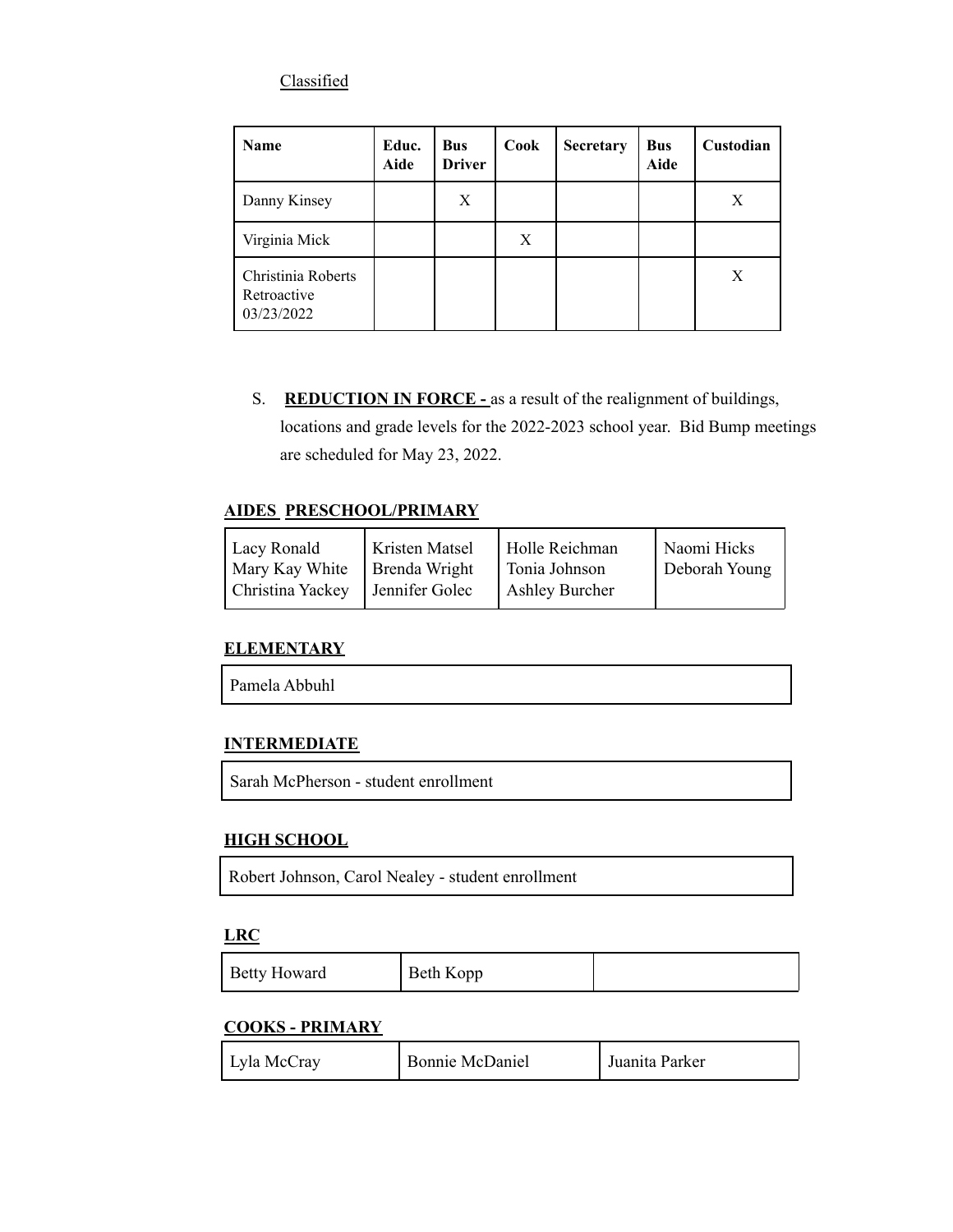Classified

| Name | Educ. Aide | Bus Driver | Cook | Secretary | Bus Aide | Custodian |
|---|---|---|---|---|---|---|
| Danny Kinsey | | X | | | | X |
| Virginia Mick | | | X | | | |
| Christinia Roberts Retroactive 03/23/2022 | | | | | | X |

S. **REDUCTION IN FORCE -** as a result of the realignment of buildings, locations and grade levels for the 2022-2023 school year. Bid Bump meetings are scheduled for May 23, 2022.

**AIDES PRESCHOOL/PRIMARY**

| | | | |
|---|---|---|---|
| Lacy Ronald<br>Mary Kay White<br>Christina Yackey | Kristen Matsel<br>Brenda Wright<br>Jennifer Golec | Holle Reichman<br>Tonia Johnson<br>Ashley Burcher | Naomi Hicks<br>Deborah Young |

**ELEMENTARY**

| |
|---|
| Pamela Abbuhl |

**INTERMEDIATE**

| |
|---|
| Sarah McPherson - student enrollment |

**HIGH SCHOOL**

| |
|---|
| Robert Johnson, Carol Nealey - student enrollment |

**LRC**

| | | |
|---|---|---|
| Betty Howard | Beth Kopp | |

**COOKS - PRIMARY**

| | | |
|---|---|---|
| Lyla McCray | Bonnie McDaniel | Juanita Parker |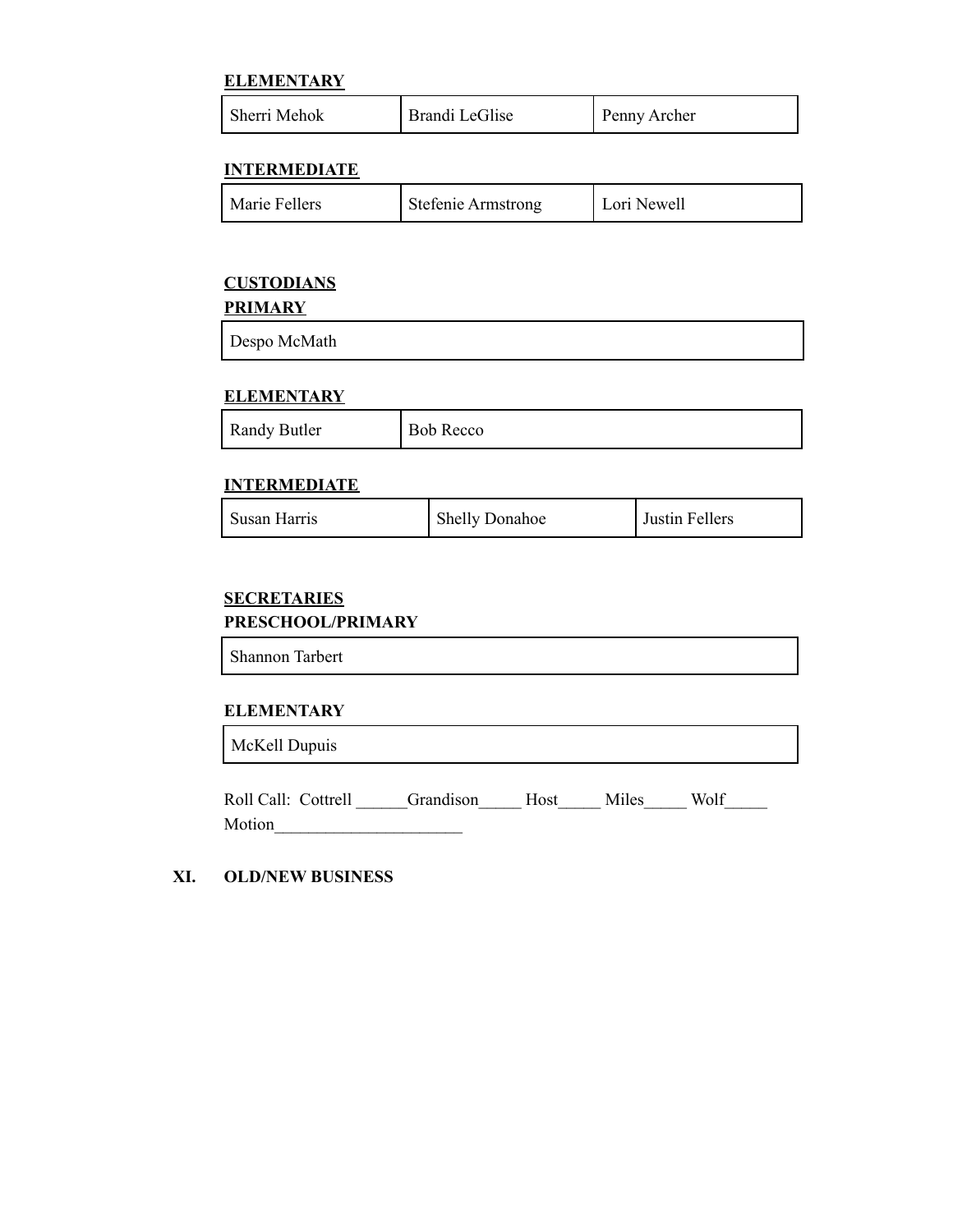**ELEMENTARY**

| Sherri Mehok | Brandi LeGlise | Penny Archer |
|---|---|---|

**INTERMEDIATE**

| Marie Fellers | Stefenie Armstrong | Lori Newell |
|---|---|---|

**CUSTODIANS**

**PRIMARY**

| Despo McMath |
|---|

**ELEMENTARY**

| Randy Butler | Bob Recco |
|---|---|

**INTERMEDIATE**

| Susan Harris | Shelly Donahoe | Justin Fellers |
|---|---|---|

**SECRETARIES**

**PRESCHOOL/PRIMARY**

| Shannon Tarbert |
|---|

**ELEMENTARY**

| McKell Dupuis |
|---|

Roll Call: Cottrell ______Grandison_____ Host_____ Miles_____ Wolf_____
Motion______________________

**XI. OLD/NEW BUSINESS**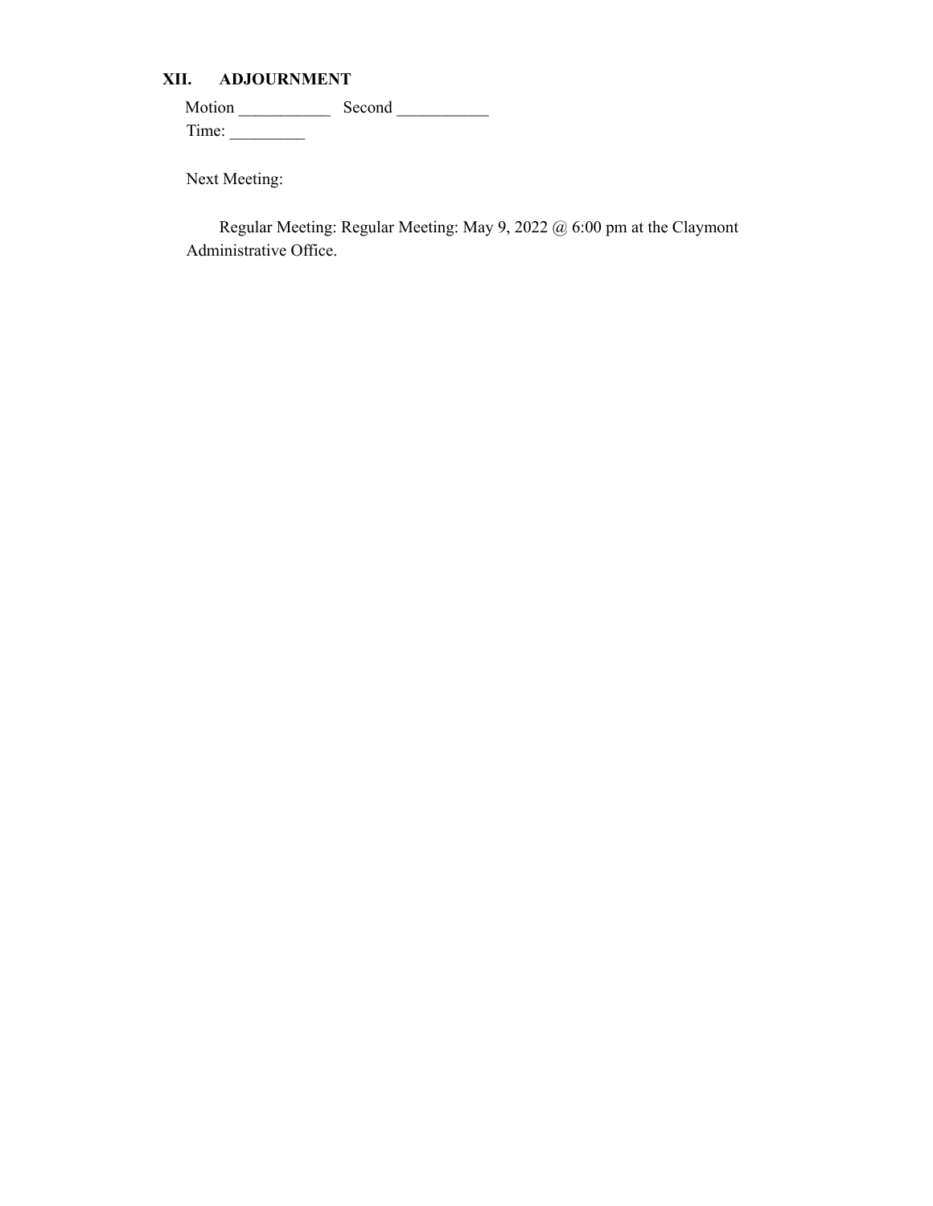## XII. ADJOURNMENT

Motion ___________ Second ___________

Time: _________

Next Meeting:

Regular Meeting: Regular Meeting: May 9, 2022 @ 6:00 pm at the Claymont Administrative Office.